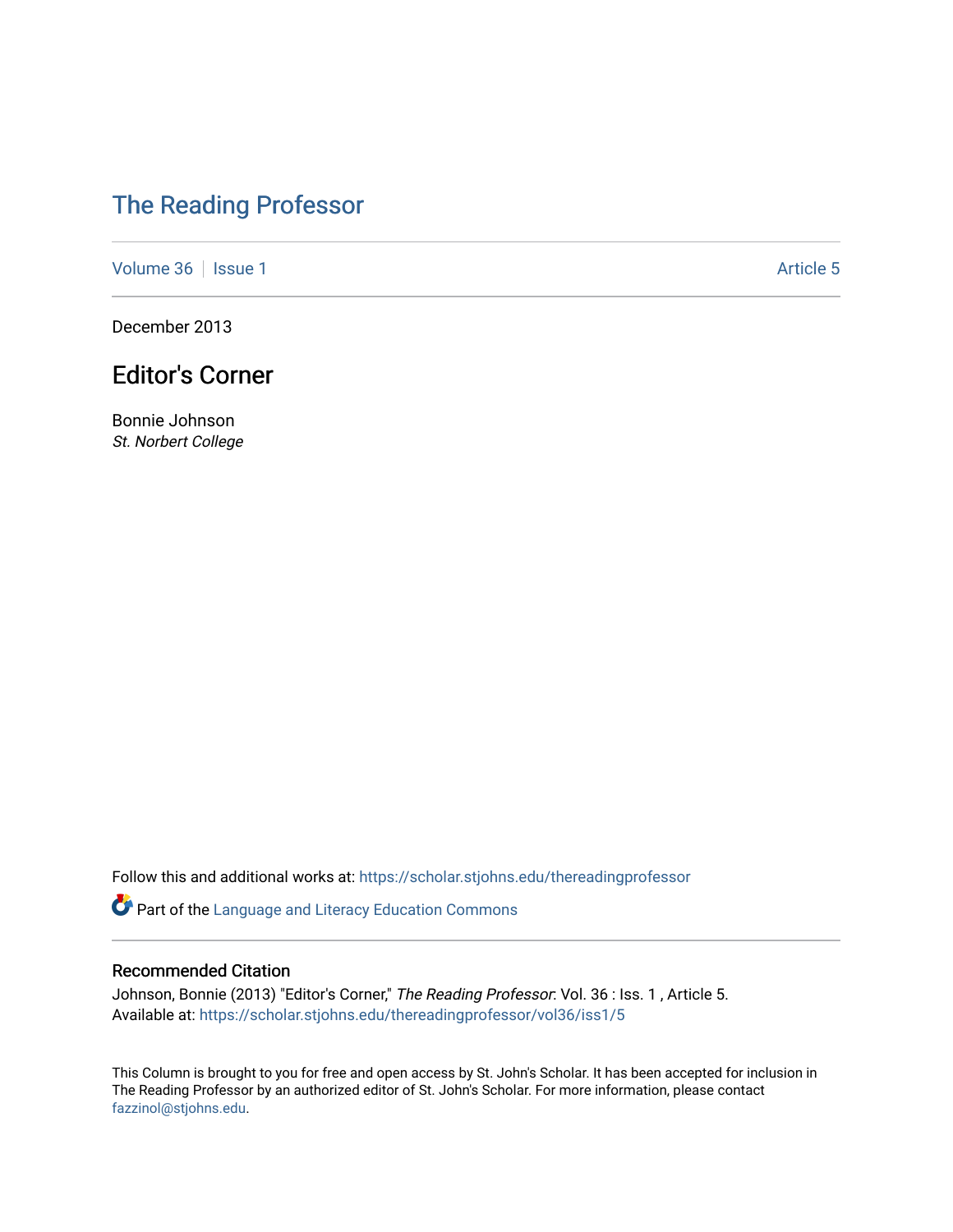# The Reading Professor

Volume 36 | Issue 1 | Article 5

December 2013

## Editor's Corner

Bonnie Johnson
*St. Norbert College*

Follow this and additional works at: https://scholar.stjohns.edu/thereadingprofessor

Part of the Language and Literacy Education Commons

### Recommended Citation

Johnson, Bonnie (2013) "Editor's Corner," *The Reading Professor*: Vol. 36 : Iss. 1 , Article 5.
Available at: https://scholar.stjohns.edu/thereadingprofessor/vol36/iss1/5

This Column is brought to you for free and open access by St. John's Scholar. It has been accepted for inclusion in The Reading Professor by an authorized editor of St. John's Scholar. For more information, please contact fazzinol@stjohns.edu.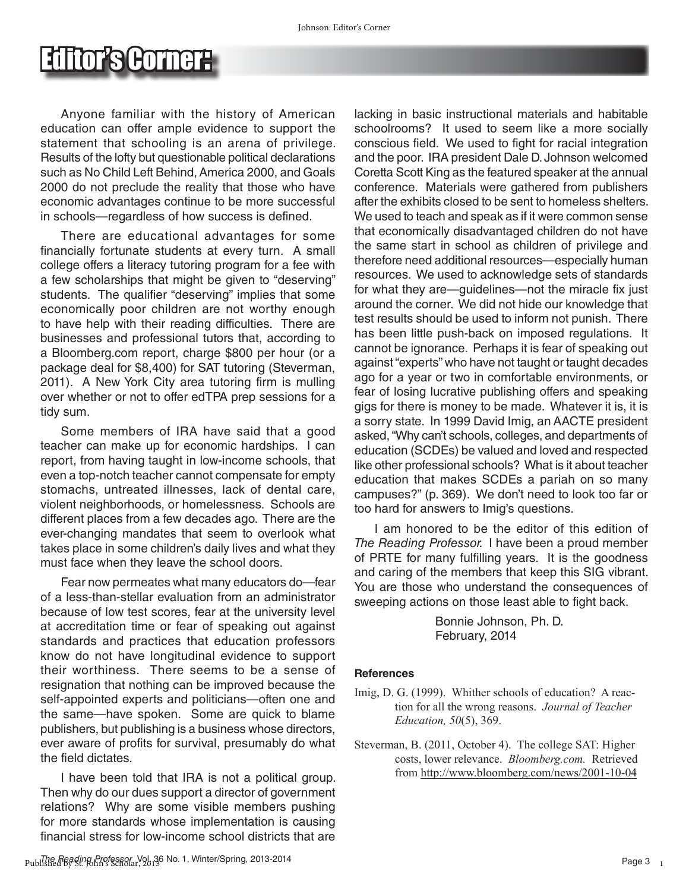# Editor's Corner:

Anyone familiar with the history of American education can offer ample evidence to support the statement that schooling is an arena of privilege. Results of the lofty but questionable political declarations such as No Child Left Behind, America 2000, and Goals 2000 do not preclude the reality that those who have economic advantages continue to be more successful in schools—regardless of how success is defined.

There are educational advantages for some financially fortunate students at every turn. A small college offers a literacy tutoring program for a fee with a few scholarships that might be given to "deserving" students. The qualifier "deserving" implies that some economically poor children are not worthy enough to have help with their reading difficulties. There are businesses and professional tutors that, according to a Bloomberg.com report, charge $800 per hour (or a package deal for $8,400) for SAT tutoring (Steverman, 2011). A New York City area tutoring firm is mulling over whether or not to offer edTPA prep sessions for a tidy sum.

Some members of IRA have said that a good teacher can make up for economic hardships. I can report, from having taught in low-income schools, that even a top-notch teacher cannot compensate for empty stomachs, untreated illnesses, lack of dental care, violent neighborhoods, or homelessness. Schools are different places from a few decades ago. There are the ever-changing mandates that seem to overlook what takes place in some children's daily lives and what they must face when they leave the school doors.

Fear now permeates what many educators do—fear of a less-than-stellar evaluation from an administrator because of low test scores, fear at the university level at accreditation time or fear of speaking out against standards and practices that education professors know do not have longitudinal evidence to support their worthiness. There seems to be a sense of resignation that nothing can be improved because the self-appointed experts and politicians—often one and the same—have spoken. Some are quick to blame publishers, but publishing is a business whose directors, ever aware of profits for survival, presumably do what the field dictates.

I have been told that IRA is not a political group. Then why do our dues support a director of government relations? Why are some visible members pushing for more standards whose implementation is causing financial stress for low-income school districts that are lacking in basic instructional materials and habitable schoolrooms? It used to seem like a more socially conscious field. We used to fight for racial integration and the poor. IRA president Dale D. Johnson welcomed Coretta Scott King as the featured speaker at the annual conference. Materials were gathered from publishers after the exhibits closed to be sent to homeless shelters. We used to teach and speak as if it were common sense that economically disadvantaged children do not have the same start in school as children of privilege and therefore need additional resources—especially human resources. We used to acknowledge sets of standards for what they are—guidelines—not the miracle fix just around the corner. We did not hide our knowledge that test results should be used to inform not punish. There has been little push-back on imposed regulations. It cannot be ignorance. Perhaps it is fear of speaking out against "experts" who have not taught or taught decades ago for a year or two in comfortable environments, or fear of losing lucrative publishing offers and speaking gigs for there is money to be made. Whatever it is, it is a sorry state. In 1999 David Imig, an AACTE president asked, "Why can't schools, colleges, and departments of education (SCDEs) be valued and loved and respected like other professional schools? What is it about teacher education that makes SCDEs a pariah on so many campuses?" (p. 369). We don't need to look too far or too hard for answers to Imig's questions.

I am honored to be the editor of this edition of *The Reading Professor.* I have been a proud member of PRTE for many fulfilling years. It is the goodness and caring of the members that keep this SIG vibrant. You are those who understand the consequences of sweeping actions on those least able to fight back.

Bonnie Johnson, Ph. D.
February, 2014

### References

Imig, D. G. (1999). Whither schools of education? A reaction for all the wrong reasons. *Journal of Teacher Education, 50*(5), 369.

Steverman, B. (2011, October 4). The college SAT: Higher costs, lower relevance. *Bloomberg.com.* Retrieved from http://www.bloomberg.com/news/2001-10-04